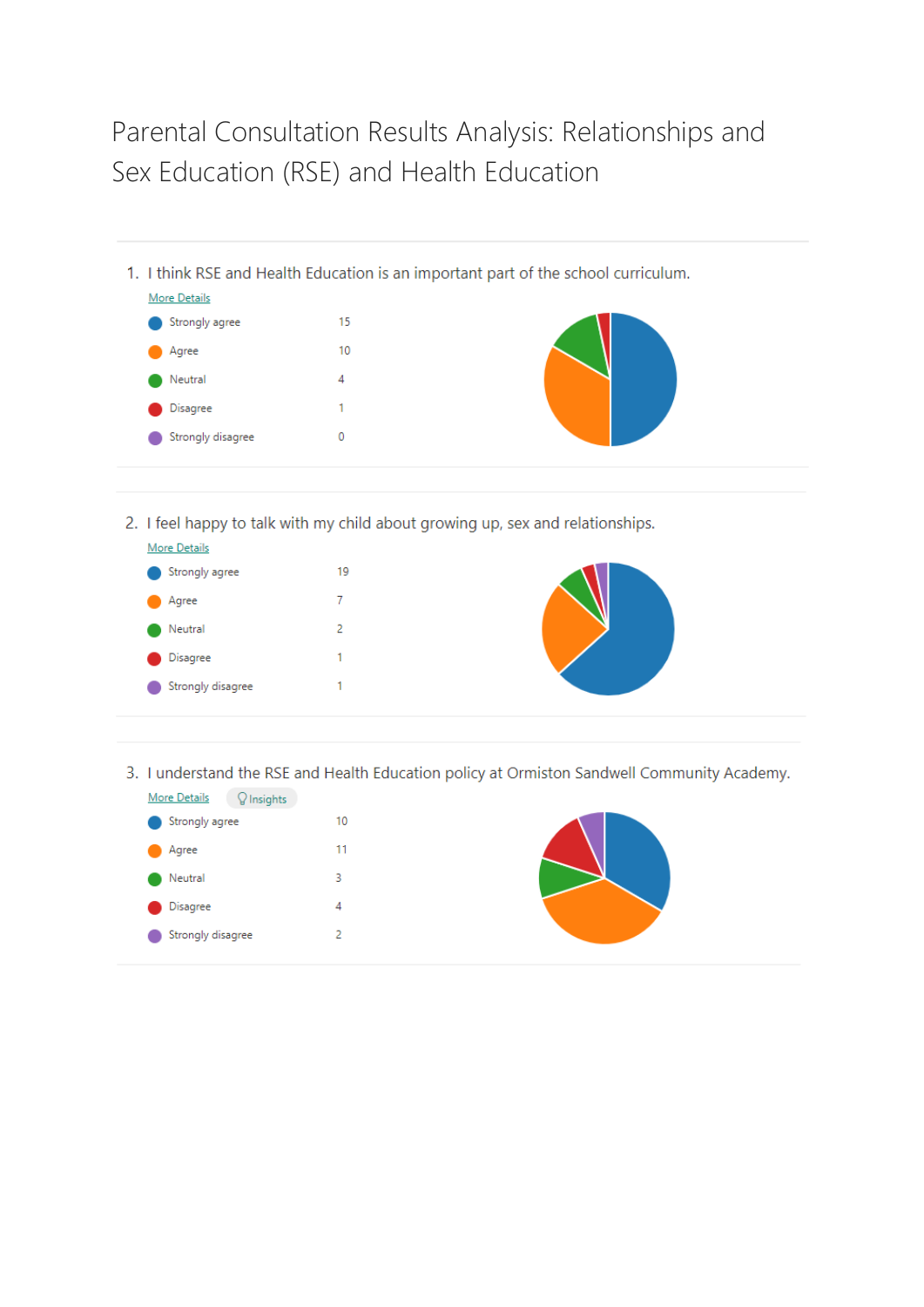# Parental Consultation Results Analysis: Relationships and Sex Education (RSE) and Health Education

1. I think RSE and Health Education is an important part of the school curriculum.

More Details

Strongly agree 15
Agree 10
Neutral 4
Disagree 1
Strongly disagree 0

2. I feel happy to talk with my child about growing up, sex and relationships.

More Details

Strongly agree 19
Agree 7
Neutral 2
Disagree 1
Strongly disagree 1

3. I understand the RSE and Health Education policy at Ormiston Sandwell Community Academy.

More Details Insights

Strongly agree 10
Agree 11
Neutral 3
Disagree 4
Strongly disagree 2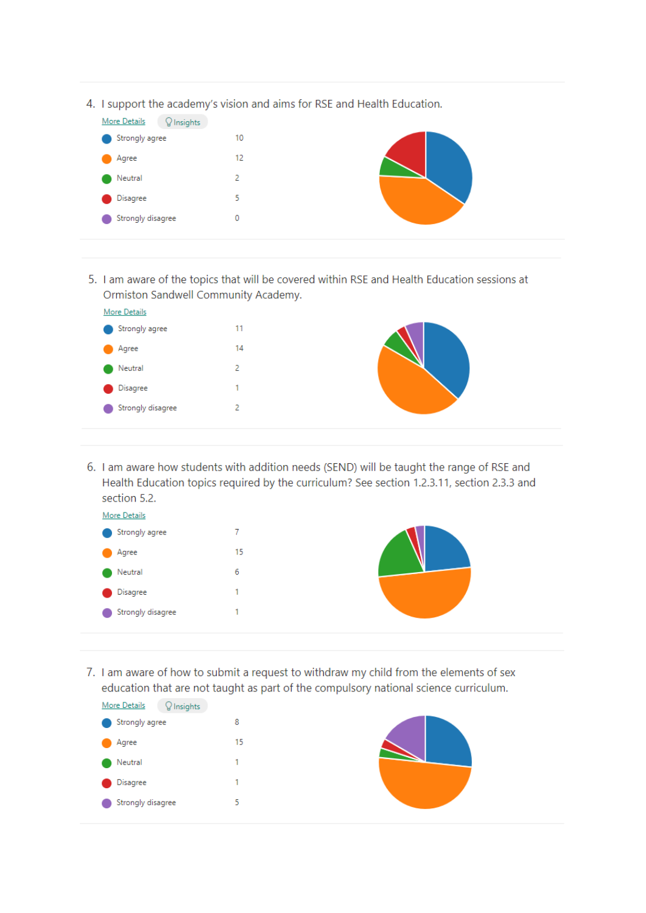4. I support the academy's vision and aims for RSE and Health Education.

More Details Insights

Strongly agree 10
Agree 12
Neutral 2
Disagree 5
Strongly disagree 0

5. I am aware of the topics that will be covered within RSE and Health Education sessions at Ormiston Sandwell Community Academy.

More Details

Strongly agree 11
Agree 14
Neutral 2
Disagree 1
Strongly disagree 2

6. I am aware how students with addition needs (SEND) will be taught the range of RSE and Health Education topics required by the curriculum? See section 1.2.3.11, section 2.3.3 and section 5.2.

More Details

Strongly agree 7
Agree 15
Neutral 6
Disagree 1
Strongly disagree 1

7. I am aware of how to submit a request to withdraw my child from the elements of sex education that are not taught as part of the compulsory national science curriculum.

More Details Insights

Strongly agree 8
Agree 15
Neutral 1
Disagree 1
Strongly disagree 5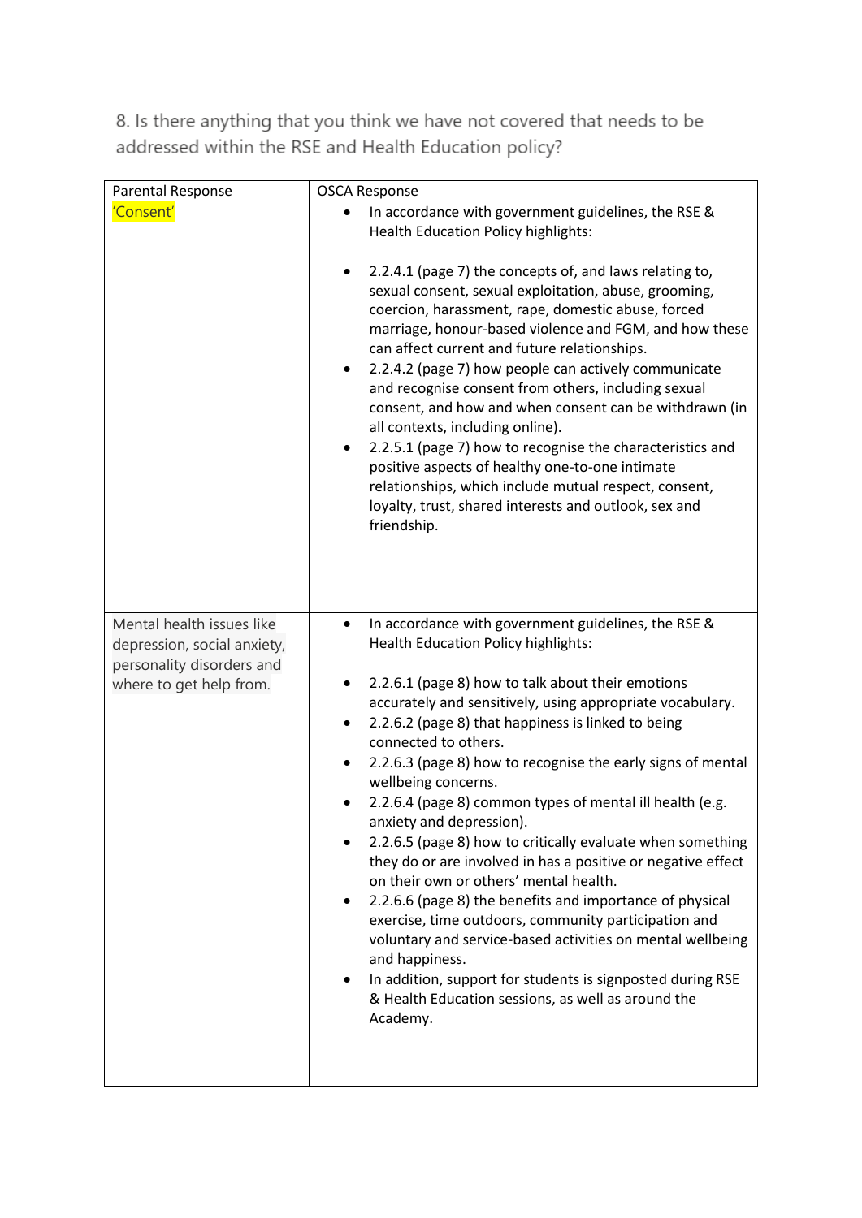8. Is there anything that you think we have not covered that needs to be addressed within the RSE and Health Education policy?

| Parental Response | OSCA Response |
| --- | --- |
| 'Consent' | • In accordance with government guidelines, the RSE & Health Education Policy highlights:<br><br>• 2.2.4.1 (page 7) the concepts of, and laws relating to, sexual consent, sexual exploitation, abuse, grooming, coercion, harassment, rape, domestic abuse, forced marriage, honour-based violence and FGM, and how these can affect current and future relationships.<br>• 2.2.4.2 (page 7) how people can actively communicate and recognise consent from others, including sexual consent, and how and when consent can be withdrawn (in all contexts, including online).<br>• 2.2.5.1 (page 7) how to recognise the characteristics and positive aspects of healthy one-to-one intimate relationships, which include mutual respect, consent, loyalty, trust, shared interests and outlook, sex and friendship. |
| Mental health issues like depression, social anxiety, personality disorders and where to get help from. | • In accordance with government guidelines, the RSE & Health Education Policy highlights:<br><br>• 2.2.6.1 (page 8) how to talk about their emotions accurately and sensitively, using appropriate vocabulary.<br>• 2.2.6.2 (page 8) that happiness is linked to being connected to others.<br>• 2.2.6.3 (page 8) how to recognise the early signs of mental wellbeing concerns.<br>• 2.2.6.4 (page 8) common types of mental ill health (e.g. anxiety and depression).<br>• 2.2.6.5 (page 8) how to critically evaluate when something they do or are involved in has a positive or negative effect on their own or others' mental health.<br>• 2.2.6.6 (page 8) the benefits and importance of physical exercise, time outdoors, community participation and voluntary and service-based activities on mental wellbeing and happiness.<br>• In addition, support for students is signposted during RSE & Health Education sessions, as well as around the Academy. |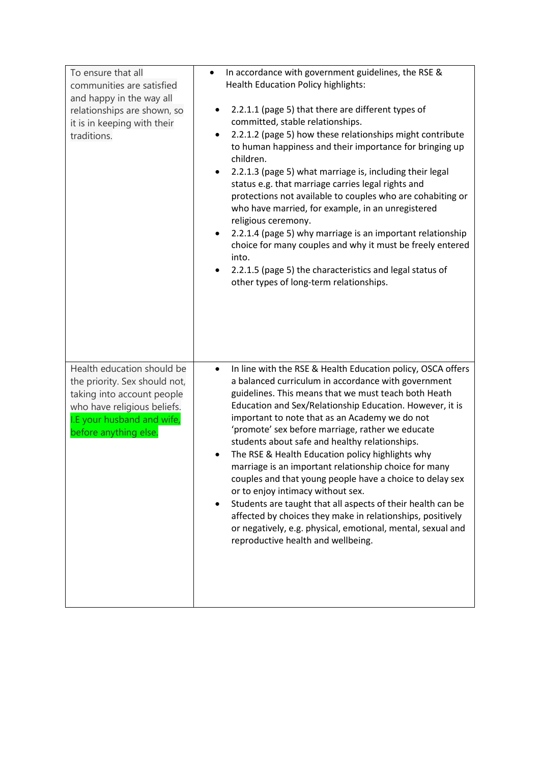| | |
|---|---|
| To ensure that all communities are satisfied and happy in the way all relationships are shown, so it is in keeping with their traditions. | • In accordance with government guidelines, the RSE & Health Education Policy highlights:<br><br>• 2.2.1.1 (page 5) that there are different types of committed, stable relationships.<br>• 2.2.1.2 (page 5) how these relationships might contribute to human happiness and their importance for bringing up children.<br>• 2.2.1.3 (page 5) what marriage is, including their legal status e.g. that marriage carries legal rights and protections not available to couples who are cohabiting or who have married, for example, in an unregistered religious ceremony.<br>• 2.2.1.4 (page 5) why marriage is an important relationship choice for many couples and why it must be freely entered into.<br>• 2.2.1.5 (page 5) the characteristics and legal status of other types of long-term relationships. |
| Health education should be the priority. Sex should not, taking into account people who have religious beliefs. I.E your husband and wife, before anything else. | • In line with the RSE & Health Education policy, OSCA offers a balanced curriculum in accordance with government guidelines. This means that we must teach both Heath Education and Sex/Relationship Education. However, it is important to note that as an Academy we do not 'promote' sex before marriage, rather we educate students about safe and healthy relationships.<br>• The RSE & Health Education policy highlights why marriage is an important relationship choice for many couples and that young people have a choice to delay sex or to enjoy intimacy without sex.<br>• Students are taught that all aspects of their health can be affected by choices they make in relationships, positively or negatively, e.g. physical, emotional, mental, sexual and reproductive health and wellbeing. |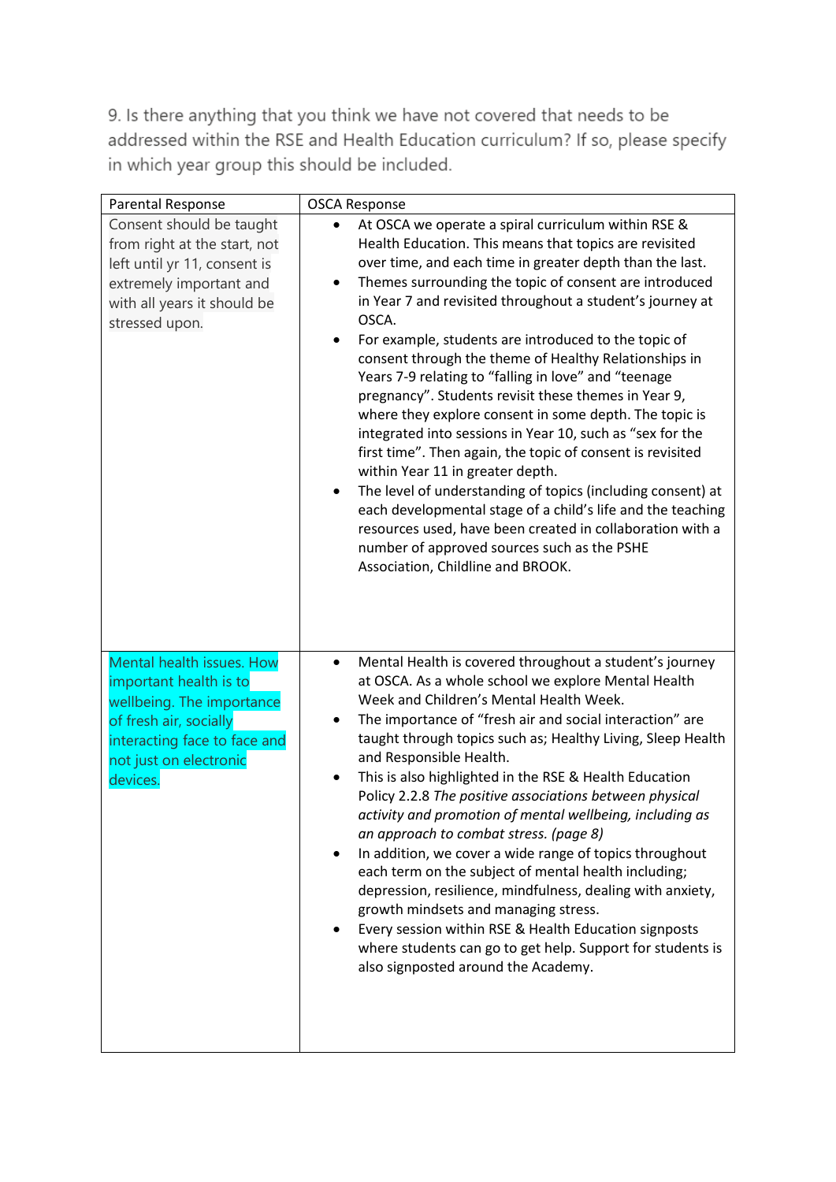9. Is there anything that you think we have not covered that needs to be addressed within the RSE and Health Education curriculum? If so, please specify in which year group this should be included.

| Parental Response | OSCA Response |
| --- | --- |
| Consent should be taught from right at the start, not left until yr 11, consent is extremely important and with all years it should be stressed upon. | • At OSCA we operate a spiral curriculum within RSE & Health Education. This means that topics are revisited over time, and each time in greater depth than the last.<br>• Themes surrounding the topic of consent are introduced in Year 7 and revisited throughout a student's journey at OSCA.<br>• For example, students are introduced to the topic of consent through the theme of Healthy Relationships in Years 7-9 relating to "falling in love" and "teenage pregnancy". Students revisit these themes in Year 9, where they explore consent in some depth. The topic is integrated into sessions in Year 10, such as "sex for the first time". Then again, the topic of consent is revisited within Year 11 in greater depth.<br>• The level of understanding of topics (including consent) at each developmental stage of a child's life and the teaching resources used, have been created in collaboration with a number of approved sources such as the PSHE Association, Childline and BROOK. |
| Mental health issues. How important health is to wellbeing. The importance of fresh air, socially interacting face to face and not just on electronic devices. | • Mental Health is covered throughout a student's journey at OSCA. As a whole school we explore Mental Health Week and Children's Mental Health Week.<br>• The importance of "fresh air and social interaction" are taught through topics such as; Healthy Living, Sleep Health and Responsible Health.<br>• This is also highlighted in the RSE & Health Education Policy 2.2.8 *The positive associations between physical activity and promotion of mental wellbeing, including as an approach to combat stress. (page 8)*<br>• In addition, we cover a wide range of topics throughout each term on the subject of mental health including; depression, resilience, mindfulness, dealing with anxiety, growth mindsets and managing stress.<br>• Every session within RSE & Health Education signposts where students can go to get help. Support for students is also signposted around the Academy. |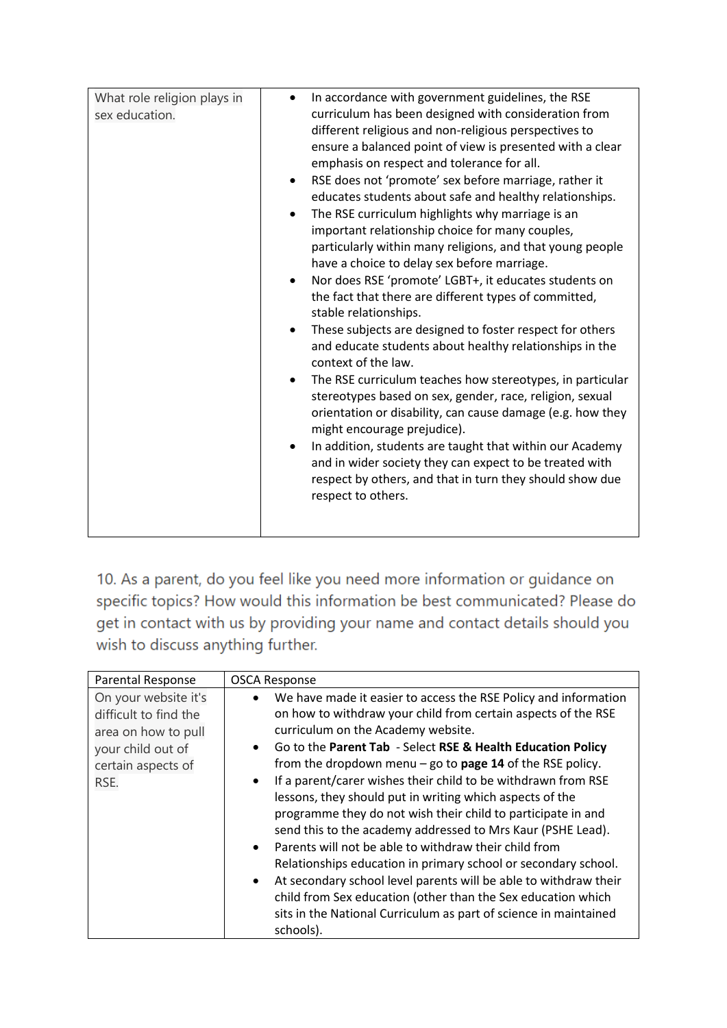| | |
|---|---|
| What role religion plays in sex education. | • In accordance with government guidelines, the RSE curriculum has been designed with consideration from different religious and non-religious perspectives to ensure a balanced point of view is presented with a clear emphasis on respect and tolerance for all.<br>• RSE does not 'promote' sex before marriage, rather it educates students about safe and healthy relationships.<br>• The RSE curriculum highlights why marriage is an important relationship choice for many couples, particularly within many religions, and that young people have a choice to delay sex before marriage.<br>• Nor does RSE 'promote' LGBT+, it educates students on the fact that there are different types of committed, stable relationships.<br>• These subjects are designed to foster respect for others and educate students about healthy relationships in the context of the law.<br>• The RSE curriculum teaches how stereotypes, in particular stereotypes based on sex, gender, race, religion, sexual orientation or disability, can cause damage (e.g. how they might encourage prejudice).<br>• In addition, students are taught that within our Academy and in wider society they can expect to be treated with respect by others, and that in turn they should show due respect to others. |

10. As a parent, do you feel like you need more information or guidance on specific topics? How would this information be best communicated? Please do get in contact with us by providing your name and contact details should you wish to discuss anything further.

| Parental Response | OSCA Response |
|---|---|
| On your website it's difficult to find the area on how to pull your child out of certain aspects of RSE. | • We have made it easier to access the RSE Policy and information on how to withdraw your child from certain aspects of the RSE curriculum on the Academy website.<br>• Go to the **Parent Tab** - Select **RSE & Health Education Policy** from the dropdown menu – go to **page 14** of the RSE policy.<br>• If a parent/carer wishes their child to be withdrawn from RSE lessons, they should put in writing which aspects of the programme they do not wish their child to participate in and send this to the academy addressed to Mrs Kaur (PSHE Lead).<br>• Parents will not be able to withdraw their child from Relationships education in primary school or secondary school.<br>• At secondary school level parents will be able to withdraw their child from Sex education (other than the Sex education which sits in the National Curriculum as part of science in maintained schools). |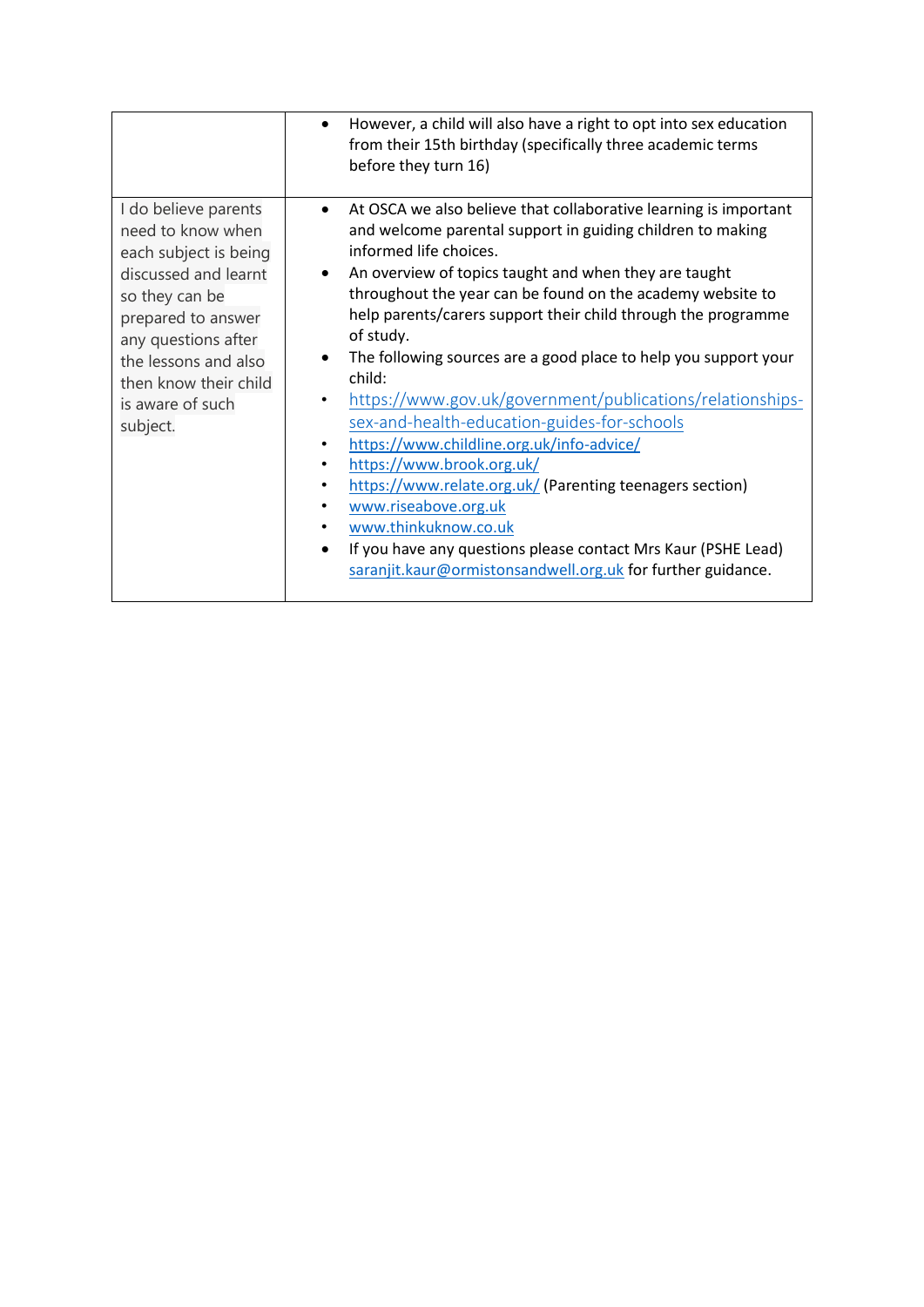| | |
|---|---|
| | • However, a child will also have a right to opt into sex education from their 15th birthday (specifically three academic terms before they turn 16) |
| I do believe parents need to know when each subject is being discussed and learnt so they can be prepared to answer any questions after the lessons and also then know their child is aware of such subject. | • At OSCA we also believe that collaborative learning is important and welcome parental support in guiding children to making informed life choices.<br>• An overview of topics taught and when they are taught throughout the year can be found on the academy website to help parents/carers support their child through the programme of study.<br>• The following sources are a good place to help you support your child:<br>• https://www.gov.uk/government/publications/relationships-sex-and-health-education-guides-for-schools<br>• https://www.childline.org.uk/info-advice/<br>• https://www.brook.org.uk/<br>• https://www.relate.org.uk/ (Parenting teenagers section)<br>• www.riseabove.org.uk<br>• www.thinkuknow.co.uk<br>• If you have any questions please contact Mrs Kaur (PSHE Lead) saranjit.kaur@ormistonsandwell.org.uk for further guidance. |